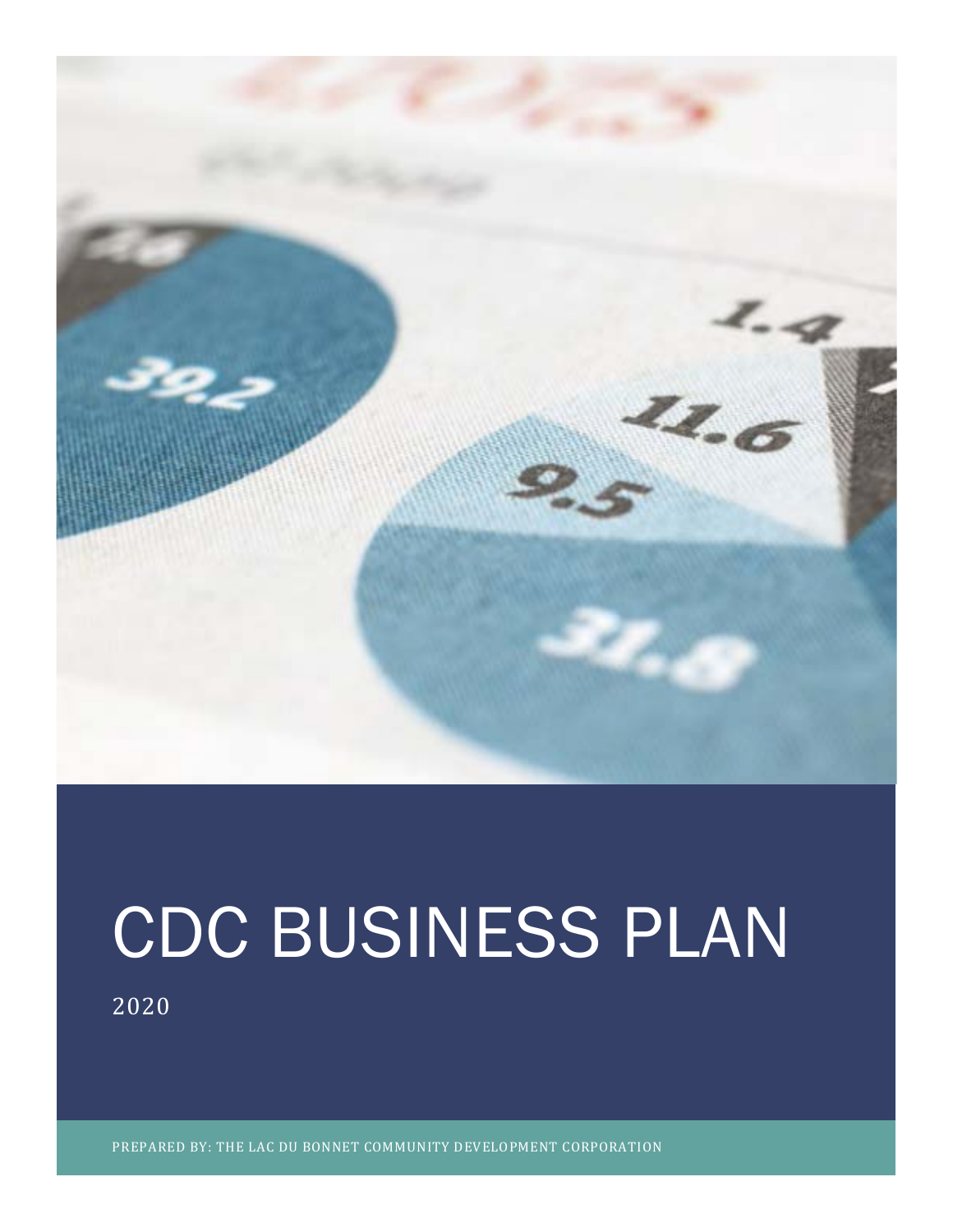# CDC BUSINESS PLAN

2020

PREPARED BY: THE LAC DU BONNET COMMUNITY DEVELOPMENT CORPORATION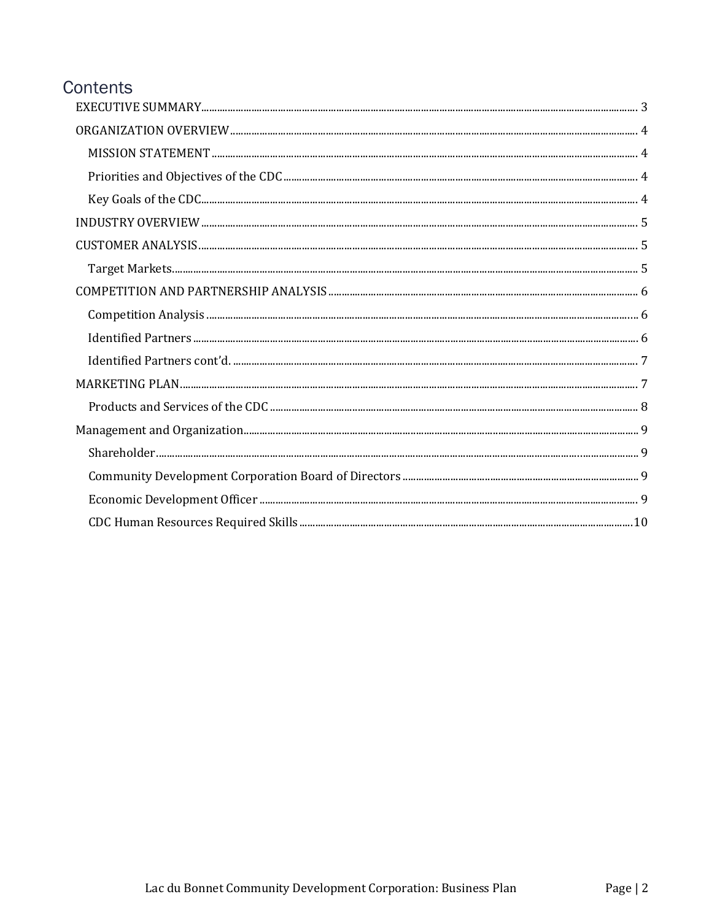# Contents

- EXECUTIVE SUMMARY ... 3
- ORGANIZATION OVERVIEW ... 4
  - MISSION STATEMENT ... 4
  - Priorities and Objectives of the CDC ... 4
  - Key Goals of the CDC ... 4
- INDUSTRY OVERVIEW ... 5
- CUSTOMER ANALYSIS ... 5
  - Target Markets ... 5
- COMPETITION AND PARTNERSHIP ANALYSIS ... 6
  - Competition Analysis ... 6
  - Identified Partners ... 6
  - Identified Partners cont'd. ... 7
- MARKETING PLAN ... 7
  - Products and Services of the CDC ... 8
- Management and Organization ... 9
  - Shareholder ... 9
  - Community Development Corporation Board of Directors ... 9
  - Economic Development Officer ... 9
  - CDC Human Resources Required Skills ... 10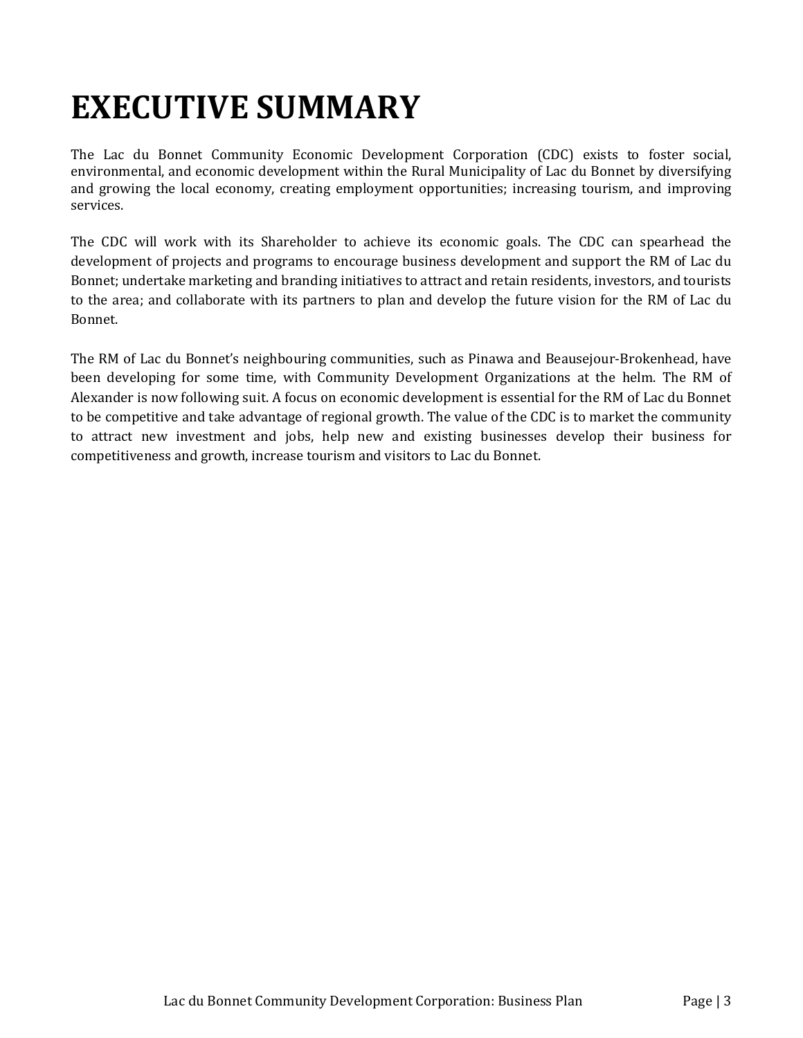# EXECUTIVE SUMMARY

The Lac du Bonnet Community Economic Development Corporation (CDC) exists to foster social, environmental, and economic development within the Rural Municipality of Lac du Bonnet by diversifying and growing the local economy, creating employment opportunities; increasing tourism, and improving services.

The CDC will work with its Shareholder to achieve its economic goals. The CDC can spearhead the development of projects and programs to encourage business development and support the RM of Lac du Bonnet; undertake marketing and branding initiatives to attract and retain residents, investors, and tourists to the area; and collaborate with its partners to plan and develop the future vision for the RM of Lac du Bonnet.

The RM of Lac du Bonnet's neighbouring communities, such as Pinawa and Beausejour-Brokenhead, have been developing for some time, with Community Development Organizations at the helm. The RM of Alexander is now following suit. A focus on economic development is essential for the RM of Lac du Bonnet to be competitive and take advantage of regional growth. The value of the CDC is to market the community to attract new investment and jobs, help new and existing businesses develop their business for competitiveness and growth, increase tourism and visitors to Lac du Bonnet.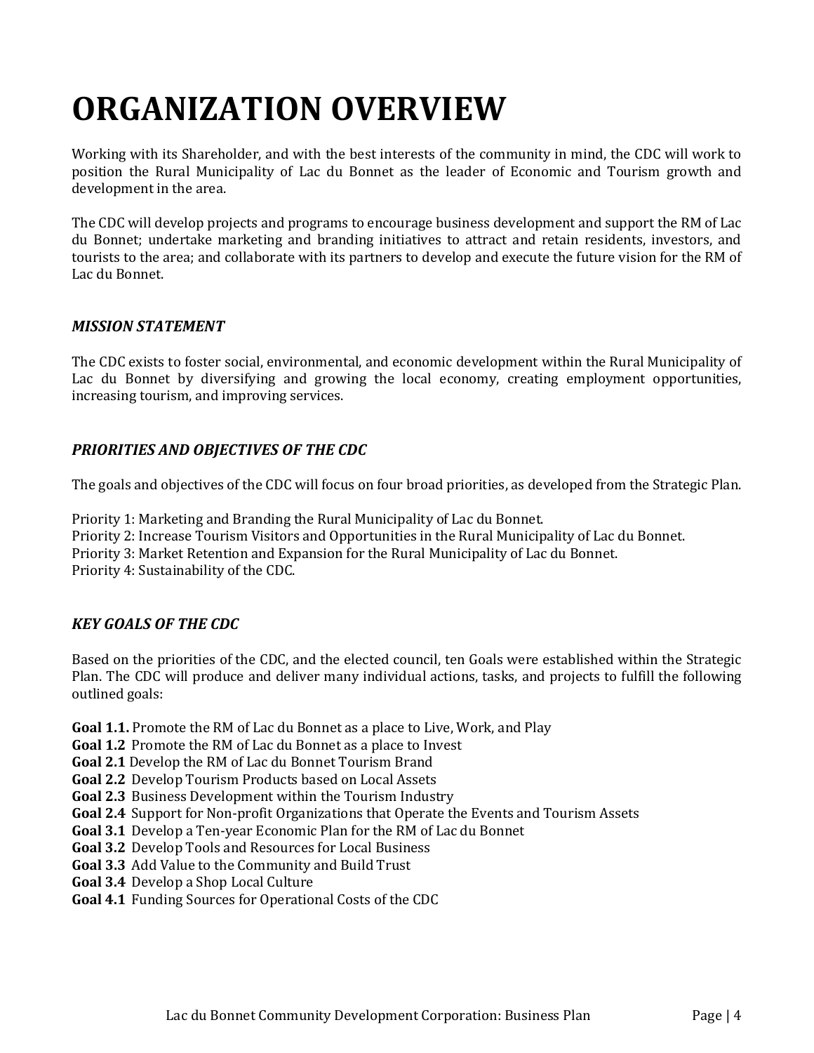# ORGANIZATION OVERVIEW

Working with its Shareholder, and with the best interests of the community in mind, the CDC will work to position the Rural Municipality of Lac du Bonnet as the leader of Economic and Tourism growth and development in the area.

The CDC will develop projects and programs to encourage business development and support the RM of Lac du Bonnet; undertake marketing and branding initiatives to attract and retain residents, investors, and tourists to the area; and collaborate with its partners to develop and execute the future vision for the RM of Lac du Bonnet.

### *MISSION STATEMENT*

The CDC exists to foster social, environmental, and economic development within the Rural Municipality of Lac du Bonnet by diversifying and growing the local economy, creating employment opportunities, increasing tourism, and improving services.

### *PRIORITIES AND OBJECTIVES OF THE CDC*

The goals and objectives of the CDC will focus on four broad priorities, as developed from the Strategic Plan.

Priority 1: Marketing and Branding the Rural Municipality of Lac du Bonnet.
Priority 2: Increase Tourism Visitors and Opportunities in the Rural Municipality of Lac du Bonnet.
Priority 3: Market Retention and Expansion for the Rural Municipality of Lac du Bonnet.
Priority 4: Sustainability of the CDC.

### *KEY GOALS OF THE CDC*

Based on the priorities of the CDC, and the elected council, ten Goals were established within the Strategic Plan. The CDC will produce and deliver many individual actions, tasks, and projects to fulfill the following outlined goals:

**Goal 1.1.** Promote the RM of Lac du Bonnet as a place to Live, Work, and Play
**Goal 1.2** Promote the RM of Lac du Bonnet as a place to Invest
**Goal 2.1** Develop the RM of Lac du Bonnet Tourism Brand
**Goal 2.2** Develop Tourism Products based on Local Assets
**Goal 2.3** Business Development within the Tourism Industry
**Goal 2.4** Support for Non-profit Organizations that Operate the Events and Tourism Assets
**Goal 3.1** Develop a Ten-year Economic Plan for the RM of Lac du Bonnet
**Goal 3.2** Develop Tools and Resources for Local Business
**Goal 3.3** Add Value to the Community and Build Trust
**Goal 3.4** Develop a Shop Local Culture
**Goal 4.1** Funding Sources for Operational Costs of the CDC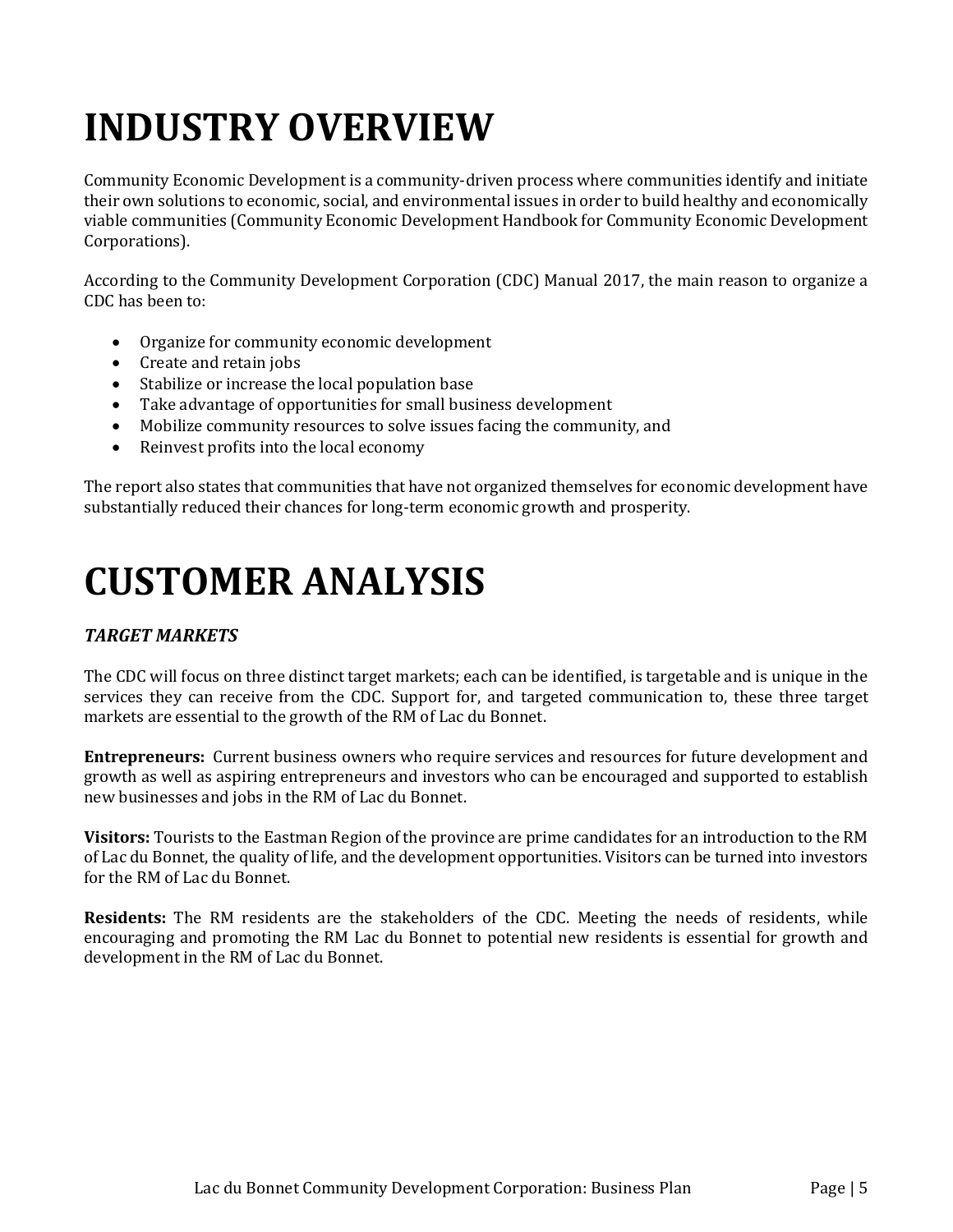# INDUSTRY OVERVIEW

Community Economic Development is a community-driven process where communities identify and initiate their own solutions to economic, social, and environmental issues in order to build healthy and economically viable communities (Community Economic Development Handbook for Community Economic Development Corporations).

According to the Community Development Corporation (CDC) Manual 2017, the main reason to organize a CDC has been to:

- Organize for community economic development
- Create and retain jobs
- Stabilize or increase the local population base
- Take advantage of opportunities for small business development
- Mobilize community resources to solve issues facing the community, and
- Reinvest profits into the local economy

The report also states that communities that have not organized themselves for economic development have substantially reduced their chances for long-term economic growth and prosperity.

# CUSTOMER ANALYSIS

### *TARGET MARKETS*

The CDC will focus on three distinct target markets; each can be identified, is targetable and is unique in the services they can receive from the CDC. Support for, and targeted communication to, these three target markets are essential to the growth of the RM of Lac du Bonnet.

**Entrepreneurs:** Current business owners who require services and resources for future development and growth as well as aspiring entrepreneurs and investors who can be encouraged and supported to establish new businesses and jobs in the RM of Lac du Bonnet.

**Visitors:** Tourists to the Eastman Region of the province are prime candidates for an introduction to the RM of Lac du Bonnet, the quality of life, and the development opportunities. Visitors can be turned into investors for the RM of Lac du Bonnet.

**Residents:** The RM residents are the stakeholders of the CDC. Meeting the needs of residents, while encouraging and promoting the RM Lac du Bonnet to potential new residents is essential for growth and development in the RM of Lac du Bonnet.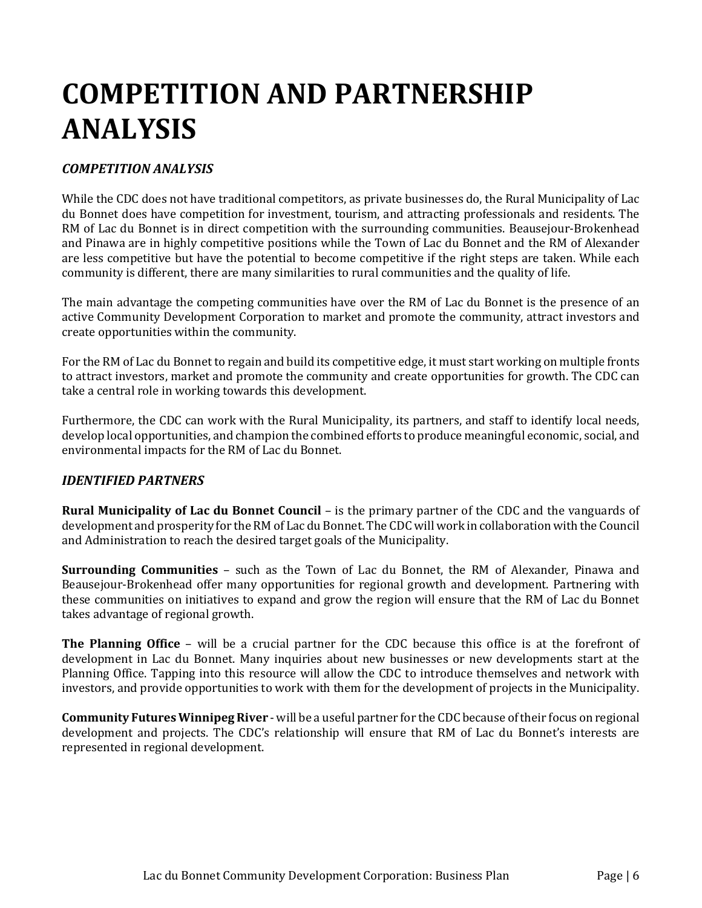# COMPETITION AND PARTNERSHIP ANALYSIS

### *COMPETITION ANALYSIS*

While the CDC does not have traditional competitors, as private businesses do, the Rural Municipality of Lac du Bonnet does have competition for investment, tourism, and attracting professionals and residents. The RM of Lac du Bonnet is in direct competition with the surrounding communities. Beausejour-Brokenhead and Pinawa are in highly competitive positions while the Town of Lac du Bonnet and the RM of Alexander are less competitive but have the potential to become competitive if the right steps are taken. While each community is different, there are many similarities to rural communities and the quality of life.

The main advantage the competing communities have over the RM of Lac du Bonnet is the presence of an active Community Development Corporation to market and promote the community, attract investors and create opportunities within the community.

For the RM of Lac du Bonnet to regain and build its competitive edge, it must start working on multiple fronts to attract investors, market and promote the community and create opportunities for growth. The CDC can take a central role in working towards this development.

Furthermore, the CDC can work with the Rural Municipality, its partners, and staff to identify local needs, develop local opportunities, and champion the combined efforts to produce meaningful economic, social, and environmental impacts for the RM of Lac du Bonnet.

### *IDENTIFIED PARTNERS*

**Rural Municipality of Lac du Bonnet Council** – is the primary partner of the CDC and the vanguards of development and prosperity for the RM of Lac du Bonnet. The CDC will work in collaboration with the Council and Administration to reach the desired target goals of the Municipality.

**Surrounding Communities** – such as the Town of Lac du Bonnet, the RM of Alexander, Pinawa and Beausejour-Brokenhead offer many opportunities for regional growth and development. Partnering with these communities on initiatives to expand and grow the region will ensure that the RM of Lac du Bonnet takes advantage of regional growth.

**The Planning Office** – will be a crucial partner for the CDC because this office is at the forefront of development in Lac du Bonnet. Many inquiries about new businesses or new developments start at the Planning Office. Tapping into this resource will allow the CDC to introduce themselves and network with investors, and provide opportunities to work with them for the development of projects in the Municipality.

**Community Futures Winnipeg River** - will be a useful partner for the CDC because of their focus on regional development and projects. The CDC's relationship will ensure that RM of Lac du Bonnet's interests are represented in regional development.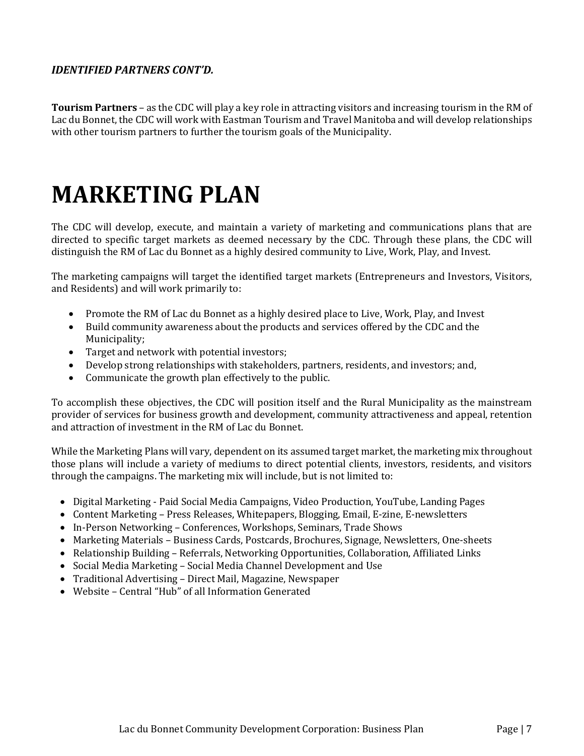***IDENTIFIED PARTNERS CONT'D.***

**Tourism Partners** – as the CDC will play a key role in attracting visitors and increasing tourism in the RM of Lac du Bonnet, the CDC will work with Eastman Tourism and Travel Manitoba and will develop relationships with other tourism partners to further the tourism goals of the Municipality.

# MARKETING PLAN

The CDC will develop, execute, and maintain a variety of marketing and communications plans that are directed to specific target markets as deemed necessary by the CDC. Through these plans, the CDC will distinguish the RM of Lac du Bonnet as a highly desired community to Live, Work, Play, and Invest.

The marketing campaigns will target the identified target markets (Entrepreneurs and Investors, Visitors, and Residents) and will work primarily to:

- Promote the RM of Lac du Bonnet as a highly desired place to Live, Work, Play, and Invest
- Build community awareness about the products and services offered by the CDC and the Municipality;
- Target and network with potential investors;
- Develop strong relationships with stakeholders, partners, residents, and investors; and,
- Communicate the growth plan effectively to the public.

To accomplish these objectives, the CDC will position itself and the Rural Municipality as the mainstream provider of services for business growth and development, community attractiveness and appeal, retention and attraction of investment in the RM of Lac du Bonnet.

While the Marketing Plans will vary, dependent on its assumed target market, the marketing mix throughout those plans will include a variety of mediums to direct potential clients, investors, residents, and visitors through the campaigns. The marketing mix will include, but is not limited to:

- Digital Marketing - Paid Social Media Campaigns, Video Production, YouTube, Landing Pages
- Content Marketing – Press Releases, Whitepapers, Blogging, Email, E-zine, E-newsletters
- In-Person Networking – Conferences, Workshops, Seminars, Trade Shows
- Marketing Materials – Business Cards, Postcards, Brochures, Signage, Newsletters, One-sheets
- Relationship Building – Referrals, Networking Opportunities, Collaboration, Affiliated Links
- Social Media Marketing – Social Media Channel Development and Use
- Traditional Advertising – Direct Mail, Magazine, Newspaper
- Website – Central "Hub" of all Information Generated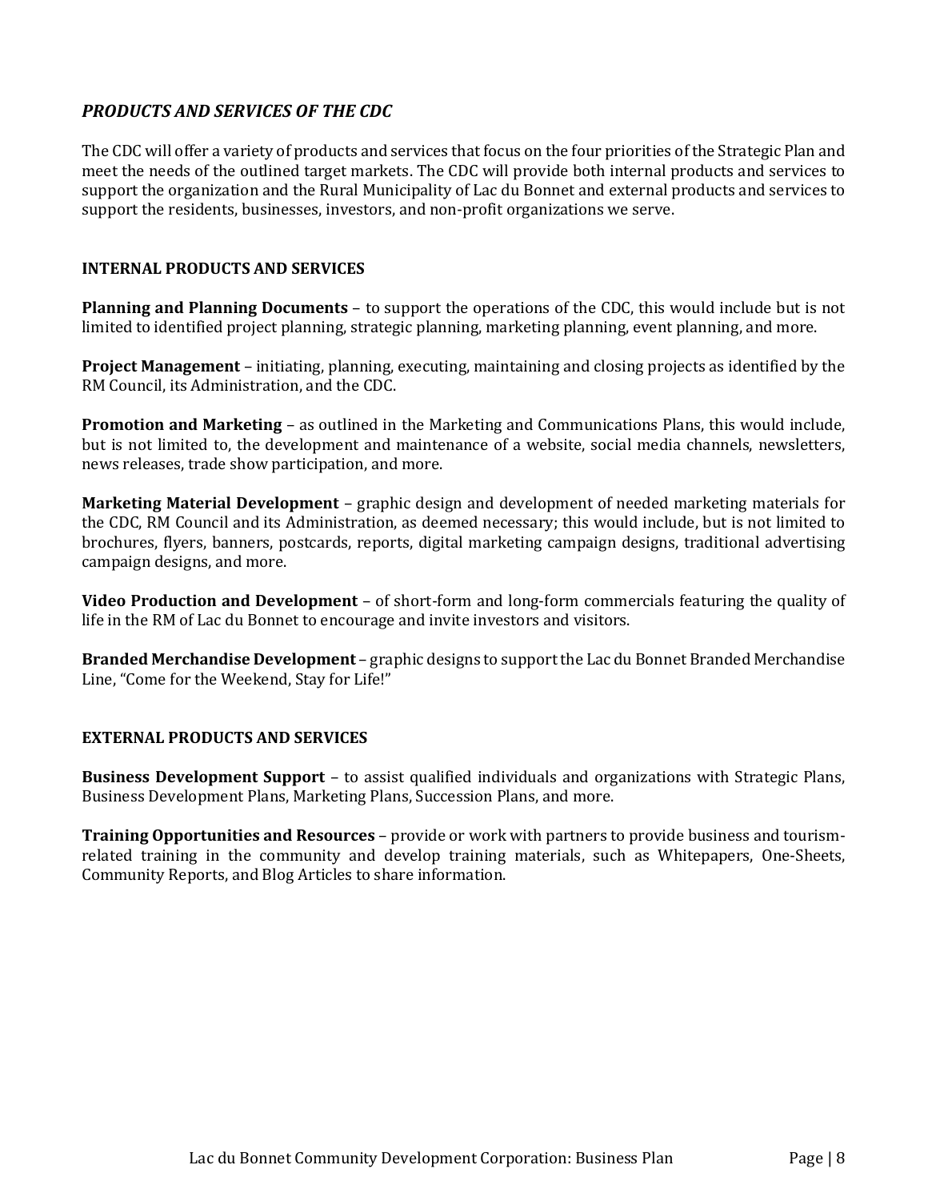## *PRODUCTS AND SERVICES OF THE CDC*

The CDC will offer a variety of products and services that focus on the four priorities of the Strategic Plan and meet the needs of the outlined target markets. The CDC will provide both internal products and services to support the organization and the Rural Municipality of Lac du Bonnet and external products and services to support the residents, businesses, investors, and non-profit organizations we serve.

### INTERNAL PRODUCTS AND SERVICES

**Planning and Planning Documents** – to support the operations of the CDC, this would include but is not limited to identified project planning, strategic planning, marketing planning, event planning, and more.

**Project Management** – initiating, planning, executing, maintaining and closing projects as identified by the RM Council, its Administration, and the CDC.

**Promotion and Marketing** – as outlined in the Marketing and Communications Plans, this would include, but is not limited to, the development and maintenance of a website, social media channels, newsletters, news releases, trade show participation, and more.

**Marketing Material Development** – graphic design and development of needed marketing materials for the CDC, RM Council and its Administration, as deemed necessary; this would include, but is not limited to brochures, flyers, banners, postcards, reports, digital marketing campaign designs, traditional advertising campaign designs, and more.

**Video Production and Development** – of short-form and long-form commercials featuring the quality of life in the RM of Lac du Bonnet to encourage and invite investors and visitors.

**Branded Merchandise Development** – graphic designs to support the Lac du Bonnet Branded Merchandise Line, "Come for the Weekend, Stay for Life!"

### EXTERNAL PRODUCTS AND SERVICES

**Business Development Support** – to assist qualified individuals and organizations with Strategic Plans, Business Development Plans, Marketing Plans, Succession Plans, and more.

**Training Opportunities and Resources** – provide or work with partners to provide business and tourism-related training in the community and develop training materials, such as Whitepapers, One-Sheets, Community Reports, and Blog Articles to share information.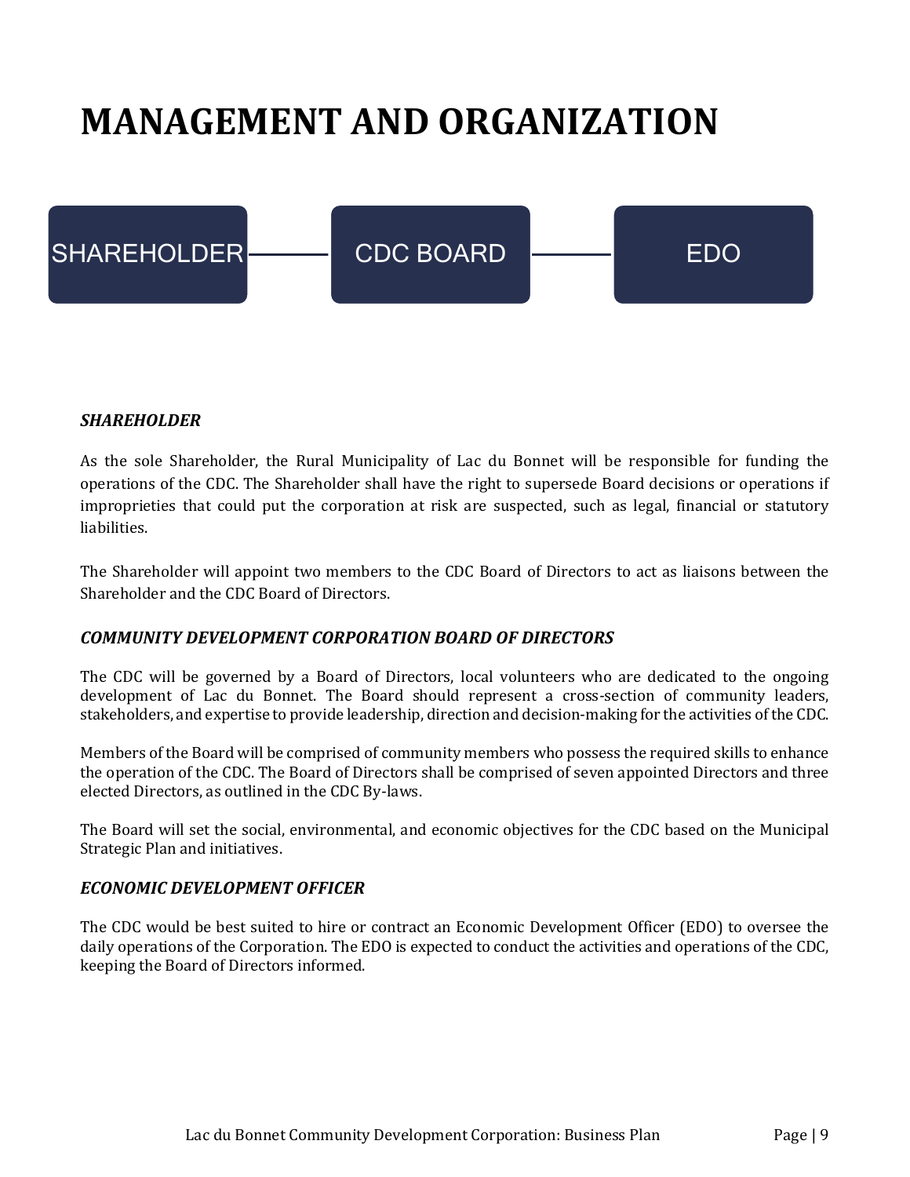# MANAGEMENT AND ORGANIZATION

SHAREHOLDER — CDC BOARD — EDO

### *SHAREHOLDER*

As the sole Shareholder, the Rural Municipality of Lac du Bonnet will be responsible for funding the operations of the CDC. The Shareholder shall have the right to supersede Board decisions or operations if improprieties that could put the corporation at risk are suspected, such as legal, financial or statutory liabilities.

The Shareholder will appoint two members to the CDC Board of Directors to act as liaisons between the Shareholder and the CDC Board of Directors.

### *COMMUNITY DEVELOPMENT CORPORATION BOARD OF DIRECTORS*

The CDC will be governed by a Board of Directors, local volunteers who are dedicated to the ongoing development of Lac du Bonnet. The Board should represent a cross-section of community leaders, stakeholders, and expertise to provide leadership, direction and decision-making for the activities of the CDC.

Members of the Board will be comprised of community members who possess the required skills to enhance the operation of the CDC. The Board of Directors shall be comprised of seven appointed Directors and three elected Directors, as outlined in the CDC By-laws.

The Board will set the social, environmental, and economic objectives for the CDC based on the Municipal Strategic Plan and initiatives.

### *ECONOMIC DEVELOPMENT OFFICER*

The CDC would be best suited to hire or contract an Economic Development Officer (EDO) to oversee the daily operations of the Corporation. The EDO is expected to conduct the activities and operations of the CDC, keeping the Board of Directors informed.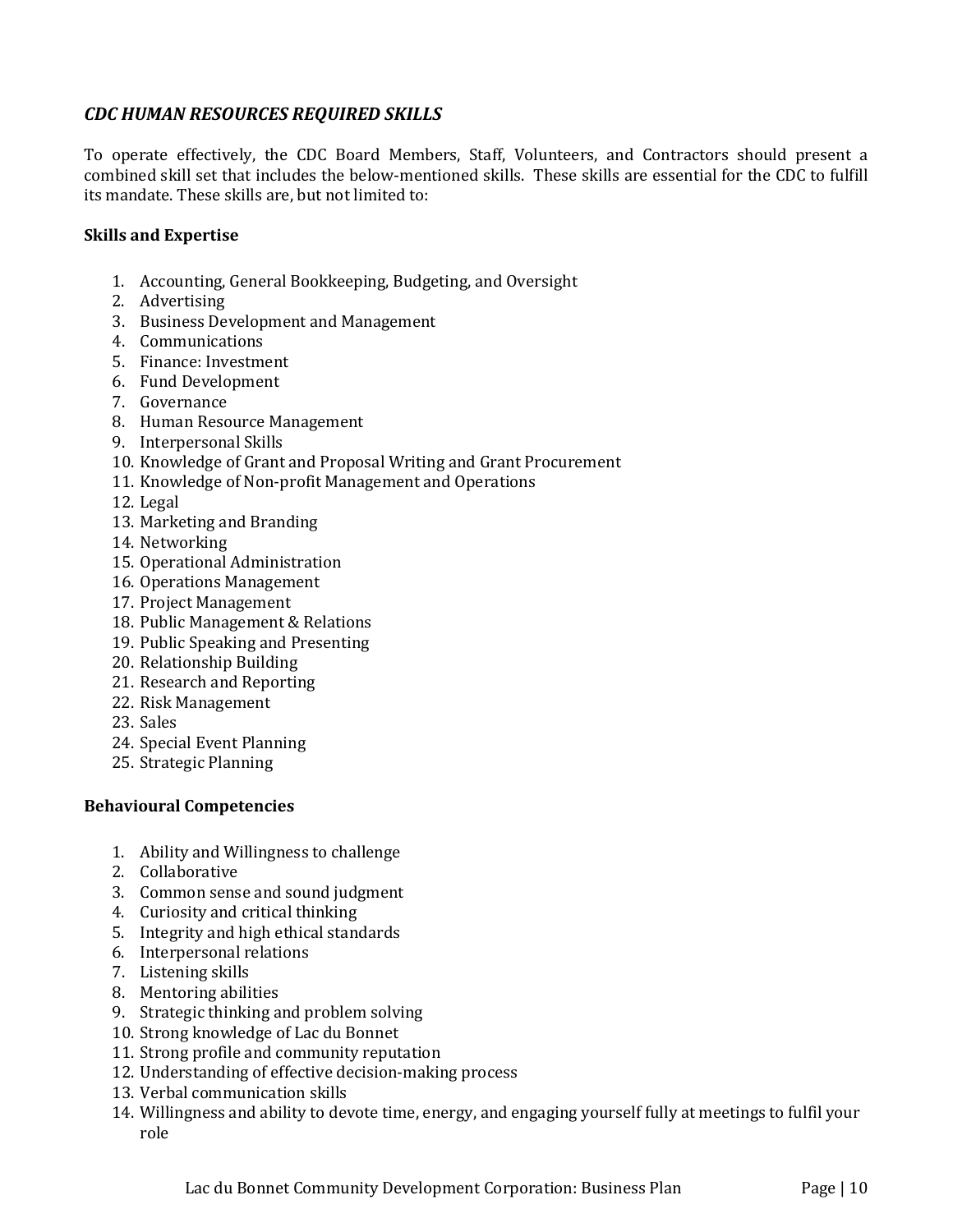## *CDC HUMAN RESOURCES REQUIRED SKILLS*

To operate effectively, the CDC Board Members, Staff, Volunteers, and Contractors should present a combined skill set that includes the below-mentioned skills. These skills are essential for the CDC to fulfill its mandate. These skills are, but not limited to:

### Skills and Expertise

1. Accounting, General Bookkeeping, Budgeting, and Oversight
2. Advertising
3. Business Development and Management
4. Communications
5. Finance: Investment
6. Fund Development
7. Governance
8. Human Resource Management
9. Interpersonal Skills
10. Knowledge of Grant and Proposal Writing and Grant Procurement
11. Knowledge of Non-profit Management and Operations
12. Legal
13. Marketing and Branding
14. Networking
15. Operational Administration
16. Operations Management
17. Project Management
18. Public Management & Relations
19. Public Speaking and Presenting
20. Relationship Building
21. Research and Reporting
22. Risk Management
23. Sales
24. Special Event Planning
25. Strategic Planning

### Behavioural Competencies

1. Ability and Willingness to challenge
2. Collaborative
3. Common sense and sound judgment
4. Curiosity and critical thinking
5. Integrity and high ethical standards
6. Interpersonal relations
7. Listening skills
8. Mentoring abilities
9. Strategic thinking and problem solving
10. Strong knowledge of Lac du Bonnet
11. Strong profile and community reputation
12. Understanding of effective decision-making process
13. Verbal communication skills
14. Willingness and ability to devote time, energy, and engaging yourself fully at meetings to fulfil your role